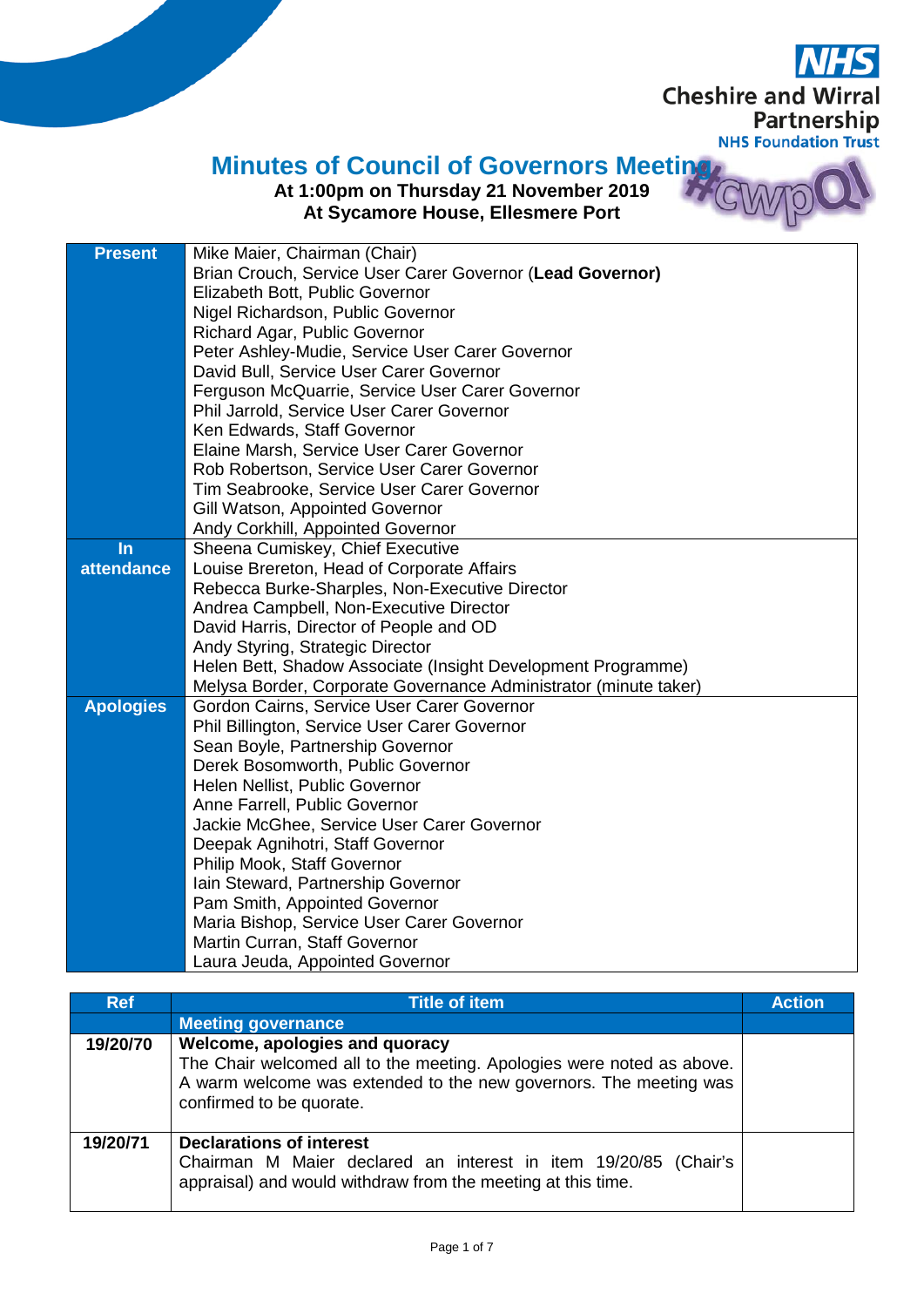NHS Cheshire and Wirral Partnership NHS Foundation Trust

# Minutes of Council of Governors Meeting

**At 1:00pm on Thursday 21 November 2019**
**At Sycamore House, Ellesmere Port**

#cwpQI

| | |
|---|---|
| **Present** | Mike Maier, Chairman (Chair)<br>Brian Crouch, Service User Carer Governor (**Lead Governor)**<br>Elizabeth Bott, Public Governor<br>Nigel Richardson, Public Governor<br>Richard Agar, Public Governor<br>Peter Ashley-Mudie, Service User Carer Governor<br>David Bull, Service User Carer Governor<br>Ferguson McQuarrie, Service User Carer Governor<br>Phil Jarrold, Service User Carer Governor<br>Ken Edwards, Staff Governor<br>Elaine Marsh, Service User Carer Governor<br>Rob Robertson, Service User Carer Governor<br>Tim Seabrooke, Service User Carer Governor<br>Gill Watson, Appointed Governor<br>Andy Corkhill, Appointed Governor |
| **In attendance** | Sheena Cumiskey, Chief Executive<br>Louise Brereton, Head of Corporate Affairs<br>Rebecca Burke-Sharples, Non-Executive Director<br>Andrea Campbell, Non-Executive Director<br>David Harris, Director of People and OD<br>Andy Styring, Strategic Director<br>Helen Bett, Shadow Associate (Insight Development Programme)<br>Melysa Border, Corporate Governance Administrator (minute taker) |
| **Apologies** | Gordon Cairns, Service User Carer Governor<br>Phil Billington, Service User Carer Governor<br>Sean Boyle, Partnership Governor<br>Derek Bosomworth, Public Governor<br>Helen Nellist, Public Governor<br>Anne Farrell, Public Governor<br>Jackie McGhee, Service User Carer Governor<br>Deepak Agnihotri, Staff Governor<br>Philip Mook, Staff Governor<br>Iain Steward, Partnership Governor<br>Pam Smith, Appointed Governor<br>Maria Bishop, Service User Carer Governor<br>Martin Curran, Staff Governor<br>Laura Jeuda, Appointed Governor |

| Ref | Title of item | Action |
|---|---|---|
| | **Meeting governance** | |
| **19/20/70** | **Welcome, apologies and quoracy**<br>The Chair welcomed all to the meeting. Apologies were noted as above. A warm welcome was extended to the new governors. The meeting was confirmed to be quorate. | |
| **19/20/71** | **Declarations of interest**<br>Chairman M Maier declared an interest in item 19/20/85 (Chair's appraisal) and would withdraw from the meeting at this time. | |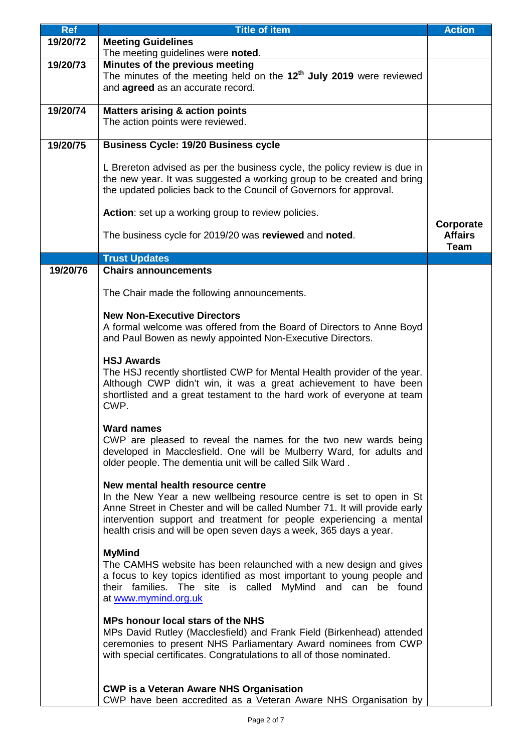| Ref | Title of item | Action |
| --- | --- | --- |
| 19/20/72 | **Meeting Guidelines**<br>The meeting guidelines were **noted**. | |
| 19/20/73 | **Minutes of the previous meeting**<br>The minutes of the meeting held on the **12th July 2019** were reviewed and **agreed** as an accurate record. | |
| 19/20/74 | **Matters arising & action points**<br>The action points were reviewed. | |
| 19/20/75 | **Business Cycle: 19/20 Business cycle**<br><br>L Brereton advised as per the business cycle, the policy review is due in the new year. It was suggested a working group to be created and bring the updated policies back to the Council of Governors for approval.<br><br>**Action**: set up a working group to review policies.<br><br>The business cycle for 2019/20 was **reviewed** and **noted**. | **Corporate Affairs Team** |
| | **Trust Updates** | |
| 19/20/76 | **Chairs announcements**<br><br>The Chair made the following announcements.<br><br>**New Non-Executive Directors**<br>A formal welcome was offered from the Board of Directors to Anne Boyd and Paul Bowen as newly appointed Non-Executive Directors.<br><br>**HSJ Awards**<br>The HSJ recently shortlisted CWP for Mental Health provider of the year. Although CWP didn't win, it was a great achievement to have been shortlisted and a great testament to the hard work of everyone at team CWP.<br><br>**Ward names**<br>CWP are pleased to reveal the names for the two new wards being developed in Macclesfield. One will be Mulberry Ward, for adults and older people. The dementia unit will be called Silk Ward .<br><br>**New mental health resource centre**<br>In the New Year a new wellbeing resource centre is set to open in St Anne Street in Chester and will be called Number 71. It will provide early intervention support and treatment for people experiencing a mental health crisis and will be open seven days a week, 365 days a year.<br><br>**MyMind**<br>The CAMHS website has been relaunched with a new design and gives a focus to key topics identified as most important to young people and their families. The site is called MyMind and can be found at [www.mymind.org.uk](http://www.mymind.org.uk)<br><br>**MPs honour local stars of the NHS**<br>MPs David Rutley (Macclesfield) and Frank Field (Birkenhead) attended ceremonies to present NHS Parliamentary Award nominees from CWP with special certificates. Congratulations to all of those nominated.<br><br>**CWP is a Veteran Aware NHS Organisation**<br>CWP have been accredited as a Veteran Aware NHS Organisation by | |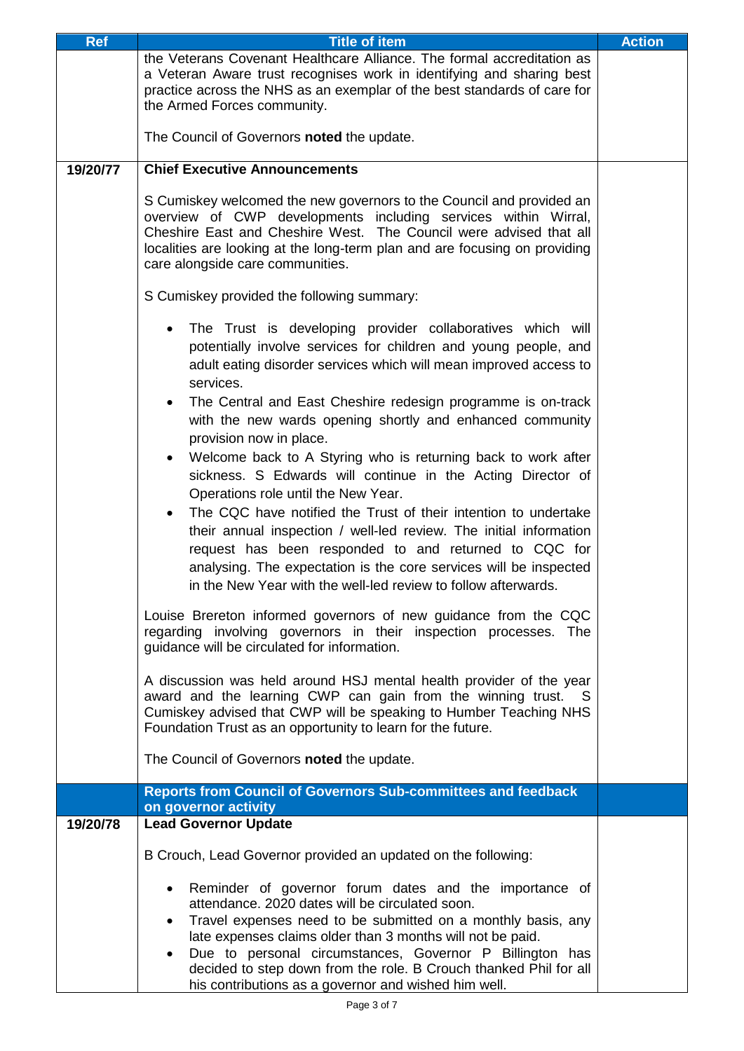| Ref | Title of item | Action |
|---|---|---|
| | the Veterans Covenant Healthcare Alliance. The formal accreditation as a Veteran Aware trust recognises work in identifying and sharing best practice across the NHS as an exemplar of the best standards of care for the Armed Forces community.<br><br>The Council of Governors **noted** the update. | |
| 19/20/77 | **Chief Executive Announcements**<br><br>S Cumiskey welcomed the new governors to the Council and provided an overview of CWP developments including services within Wirral, Cheshire East and Cheshire West. The Council were advised that all localities are looking at the long-term plan and are focusing on providing care alongside care communities.<br><br>S Cumiskey provided the following summary:<br><br>• The Trust is developing provider collaboratives which will potentially involve services for children and young people, and adult eating disorder services which will mean improved access to services.<br>• The Central and East Cheshire redesign programme is on-track with the new wards opening shortly and enhanced community provision now in place.<br>• Welcome back to A Styring who is returning back to work after sickness. S Edwards will continue in the Acting Director of Operations role until the New Year.<br>• The CQC have notified the Trust of their intention to undertake their annual inspection / well-led review. The initial information request has been responded to and returned to CQC for analysing. The expectation is the core services will be inspected in the New Year with the well-led review to follow afterwards.<br><br>Louise Brereton informed governors of new guidance from the CQC regarding involving governors in their inspection processes. The guidance will be circulated for information.<br><br>A discussion was held around HSJ mental health provider of the year award and the learning CWP can gain from the winning trust. S Cumiskey advised that CWP will be speaking to Humber Teaching NHS Foundation Trust as an opportunity to learn for the future.<br><br>The Council of Governors **noted** the update. | |
| | **Reports from Council of Governors Sub-committees and feedback on governor activity** | |
| 19/20/78 | **Lead Governor Update**<br><br>B Crouch, Lead Governor provided an updated on the following:<br><br>• Reminder of governor forum dates and the importance of attendance. 2020 dates will be circulated soon.<br>• Travel expenses need to be submitted on a monthly basis, any late expenses claims older than 3 months will not be paid.<br>• Due to personal circumstances, Governor P Billington has decided to step down from the role. B Crouch thanked Phil for all his contributions as a governor and wished him well. | |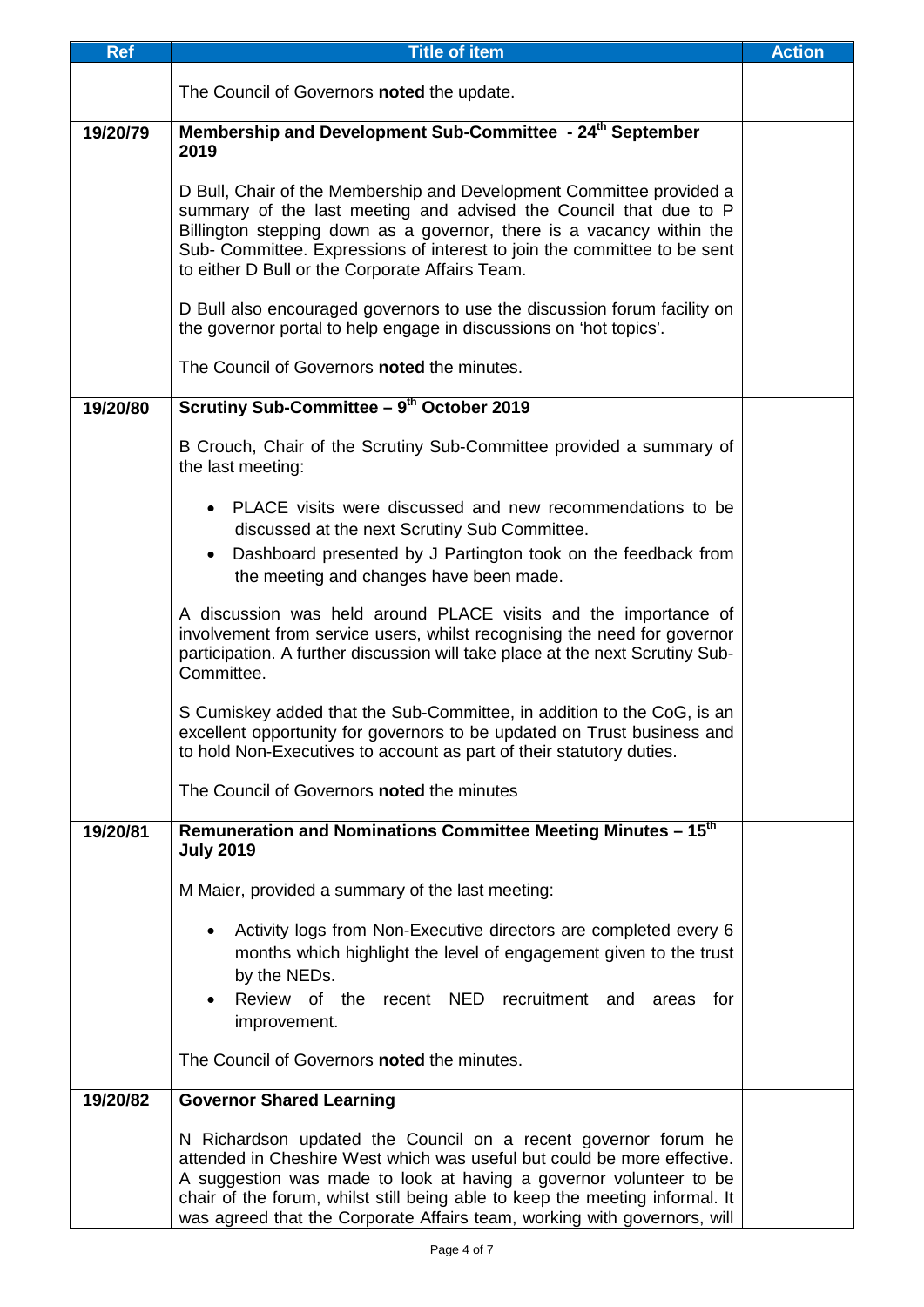| Ref | Title of item | Action |
|---|---|---|
| | The Council of Governors **noted** the update. | |
| 19/20/79 | **Membership and Development Sub-Committee - 24th September 2019**<br><br>D Bull, Chair of the Membership and Development Committee provided a summary of the last meeting and advised the Council that due to P Billington stepping down as a governor, there is a vacancy within the Sub- Committee. Expressions of interest to join the committee to be sent to either D Bull or the Corporate Affairs Team.<br><br>D Bull also encouraged governors to use the discussion forum facility on the governor portal to help engage in discussions on 'hot topics'.<br><br>The Council of Governors **noted** the minutes. | |
| 19/20/80 | **Scrutiny Sub-Committee – 9th October 2019**<br><br>B Crouch, Chair of the Scrutiny Sub-Committee provided a summary of the last meeting:<br><br>• PLACE visits were discussed and new recommendations to be discussed at the next Scrutiny Sub Committee.<br>• Dashboard presented by J Partington took on the feedback from the meeting and changes have been made.<br><br>A discussion was held around PLACE visits and the importance of involvement from service users, whilst recognising the need for governor participation. A further discussion will take place at the next Scrutiny Sub-Committee.<br><br>S Cumiskey added that the Sub-Committee, in addition to the CoG, is an excellent opportunity for governors to be updated on Trust business and to hold Non-Executives to account as part of their statutory duties.<br><br>The Council of Governors **noted** the minutes | |
| 19/20/81 | **Remuneration and Nominations Committee Meeting Minutes – 15th July 2019**<br><br>M Maier, provided a summary of the last meeting:<br><br>• Activity logs from Non-Executive directors are completed every 6 months which highlight the level of engagement given to the trust by the NEDs.<br>• Review of the recent NED recruitment and areas for improvement.<br><br>The Council of Governors **noted** the minutes. | |
| 19/20/82 | **Governor Shared Learning**<br><br>N Richardson updated the Council on a recent governor forum he attended in Cheshire West which was useful but could be more effective. A suggestion was made to look at having a governor volunteer to be chair of the forum, whilst still being able to keep the meeting informal. It was agreed that the Corporate Affairs team, working with governors, will | |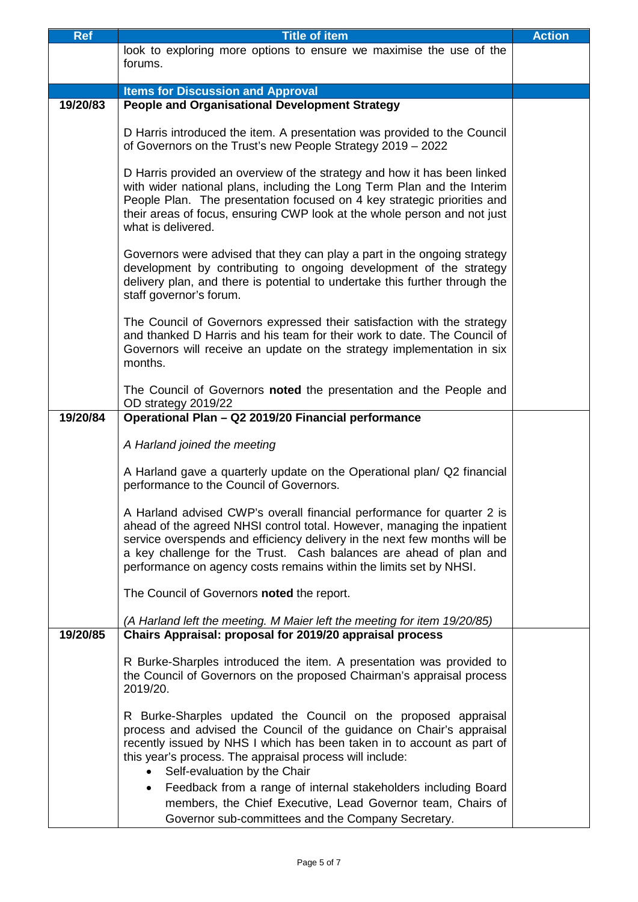| Ref | Title of item | Action |
|---|---|---|
| | look to exploring more options to ensure we maximise the use of the forums. | |
| | **Items for Discussion and Approval** | |
| **19/20/83** | **People and Organisational Development Strategy**<br><br>D Harris introduced the item. A presentation was provided to the Council of Governors on the Trust's new People Strategy 2019 – 2022<br><br>D Harris provided an overview of the strategy and how it has been linked with wider national plans, including the Long Term Plan and the Interim People Plan. The presentation focused on 4 key strategic priorities and their areas of focus, ensuring CWP look at the whole person and not just what is delivered.<br><br>Governors were advised that they can play a part in the ongoing strategy development by contributing to ongoing development of the strategy delivery plan, and there is potential to undertake this further through the staff governor's forum.<br><br>The Council of Governors expressed their satisfaction with the strategy and thanked D Harris and his team for their work to date. The Council of Governors will receive an update on the strategy implementation in six months.<br><br>The Council of Governors **noted** the presentation and the People and OD strategy 2019/22 | |
| **19/20/84** | **Operational Plan – Q2 2019/20 Financial performance**<br><br>*A Harland joined the meeting*<br><br>A Harland gave a quarterly update on the Operational plan/ Q2 financial performance to the Council of Governors.<br><br>A Harland advised CWP's overall financial performance for quarter 2 is ahead of the agreed NHSI control total. However, managing the inpatient service overspends and efficiency delivery in the next few months will be a key challenge for the Trust. Cash balances are ahead of plan and performance on agency costs remains within the limits set by NHSI.<br><br>The Council of Governors **noted** the report.<br><br>*(A Harland left the meeting. M Maier left the meeting for item 19/20/85)* | |
| **19/20/85** | **Chairs Appraisal: proposal for 2019/20 appraisal process**<br><br>R Burke-Sharples introduced the item. A presentation was provided to the Council of Governors on the proposed Chairman's appraisal process 2019/20.<br><br>R Burke-Sharples updated the Council on the proposed appraisal process and advised the Council of the guidance on Chair's appraisal recently issued by NHS I which has been taken in to account as part of this year's process. The appraisal process will include:<br>• Self-evaluation by the Chair<br>• Feedback from a range of internal stakeholders including Board members, the Chief Executive, Lead Governor team, Chairs of Governor sub-committees and the Company Secretary. | |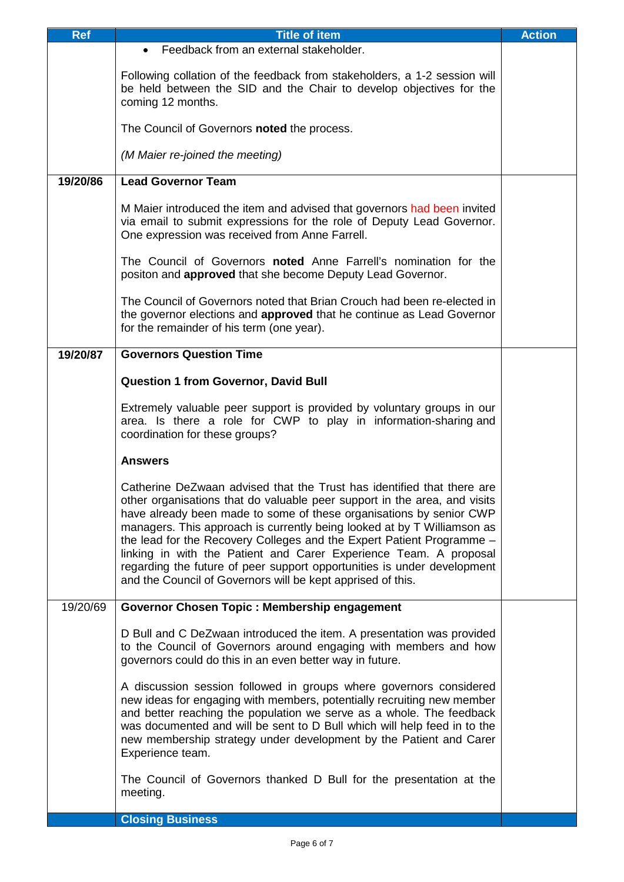| Ref | Title of item | Action |
|---|---|---|
| | • Feedback from an external stakeholder.<br><br>Following collation of the feedback from stakeholders, a 1-2 session will be held between the SID and the Chair to develop objectives for the coming 12 months.<br><br>The Council of Governors **noted** the process.<br><br>*(M Maier re-joined the meeting)* | |
| **19/20/86** | **Lead Governor Team**<br><br>M Maier introduced the item and advised that governors had been invited via email to submit expressions for the role of Deputy Lead Governor. One expression was received from Anne Farrell.<br><br>The Council of Governors **noted** Anne Farrell's nomination for the positon and **approved** that she become Deputy Lead Governor.<br><br>The Council of Governors noted that Brian Crouch had been re-elected in the governor elections and **approved** that he continue as Lead Governor for the remainder of his term (one year). | |
| **19/20/87** | **Governors Question Time**<br><br>**Question 1 from Governor, David Bull**<br><br>Extremely valuable peer support is provided by voluntary groups in our area. Is there a role for CWP to play in information-sharing and coordination for these groups?<br><br>**Answers**<br><br>Catherine DeZwaan advised that the Trust has identified that there are other organisations that do valuable peer support in the area, and visits have already been made to some of these organisations by senior CWP managers. This approach is currently being looked at by T Williamson as the lead for the Recovery Colleges and the Expert Patient Programme – linking in with the Patient and Carer Experience Team. A proposal regarding the future of peer support opportunities is under development and the Council of Governors will be kept apprised of this. | |
| 19/20/69 | **Governor Chosen Topic : Membership engagement**<br><br>D Bull and C DeZwaan introduced the item. A presentation was provided to the Council of Governors around engaging with members and how governors could do this in an even better way in future.<br><br>A discussion session followed in groups where governors considered new ideas for engaging with members, potentially recruiting new member and better reaching the population we serve as a whole. The feedback was documented and will be sent to D Bull which will help feed in to the new membership strategy under development by the Patient and Carer Experience team.<br><br>The Council of Governors thanked D Bull for the presentation at the meeting. | |
| | **Closing Business** | |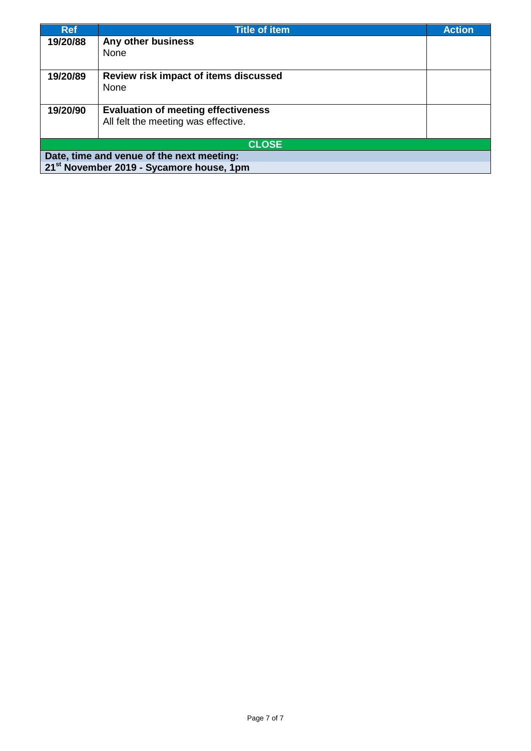| Ref | Title of item | Action |
|---|---|---|
| **19/20/88** | **Any other business**<br>None | |
| **19/20/89** | **Review risk impact of items discussed**<br>None | |
| **19/20/90** | **Evaluation of meeting effectiveness**<br>All felt the meeting was effective. | |
| **CLOSE** | | |
| **Date, time and venue of the next meeting:** | | |
| **21st November 2019 - Sycamore house, 1pm** | | |